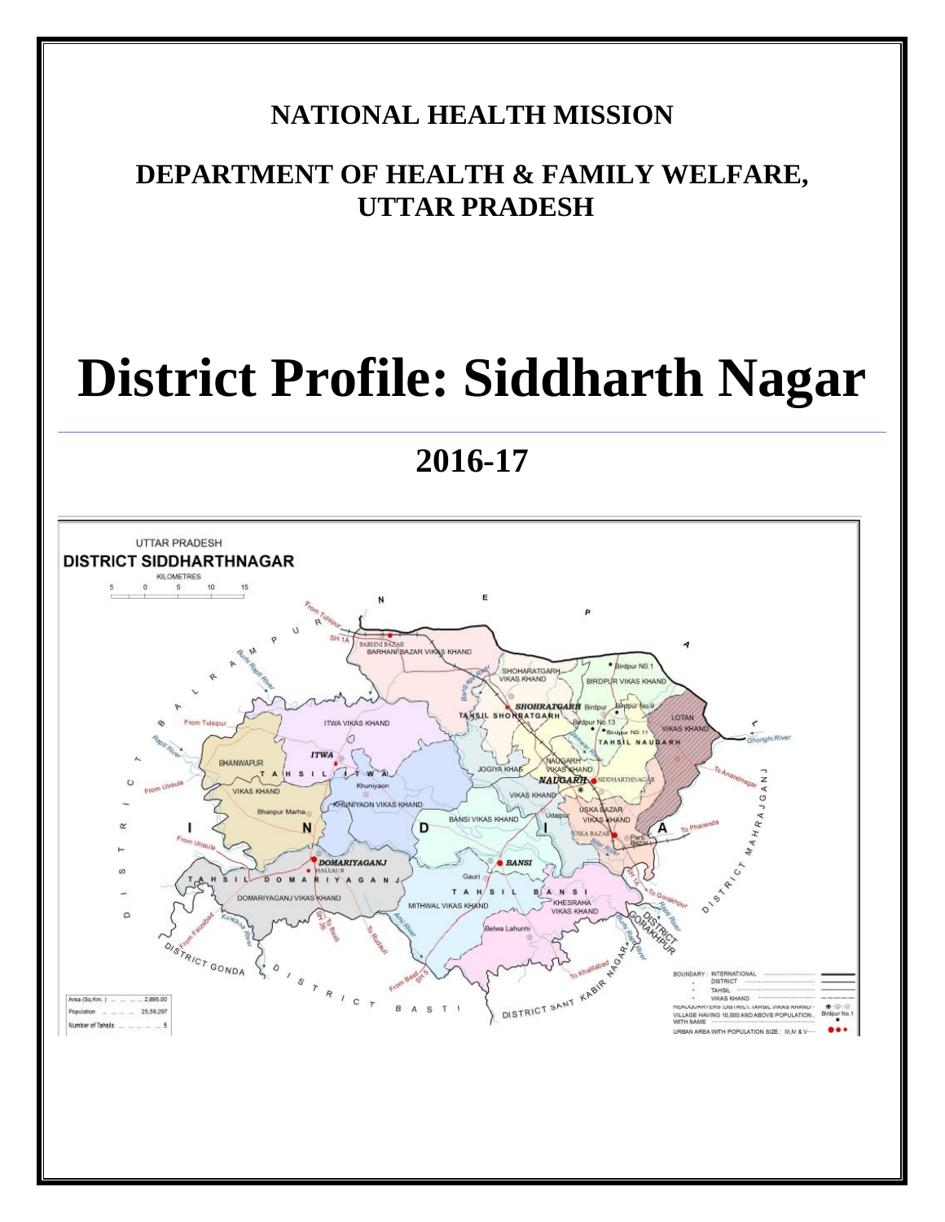**NATIONAL HEALTH MISSION**

**DEPARTMENT OF HEALTH & FAMILY WELFARE, UTTAR PRADESH**

# District Profile: Siddharth Nagar

## 2016-17

UTTAR PRADESH

**DISTRICT SIDDHARTHNAGAR**

| Area (Sq.Km.) | 2,895.00 |
| --- | --- |
| Population | 25,59,297 |
| Number of Tahsils | 5 |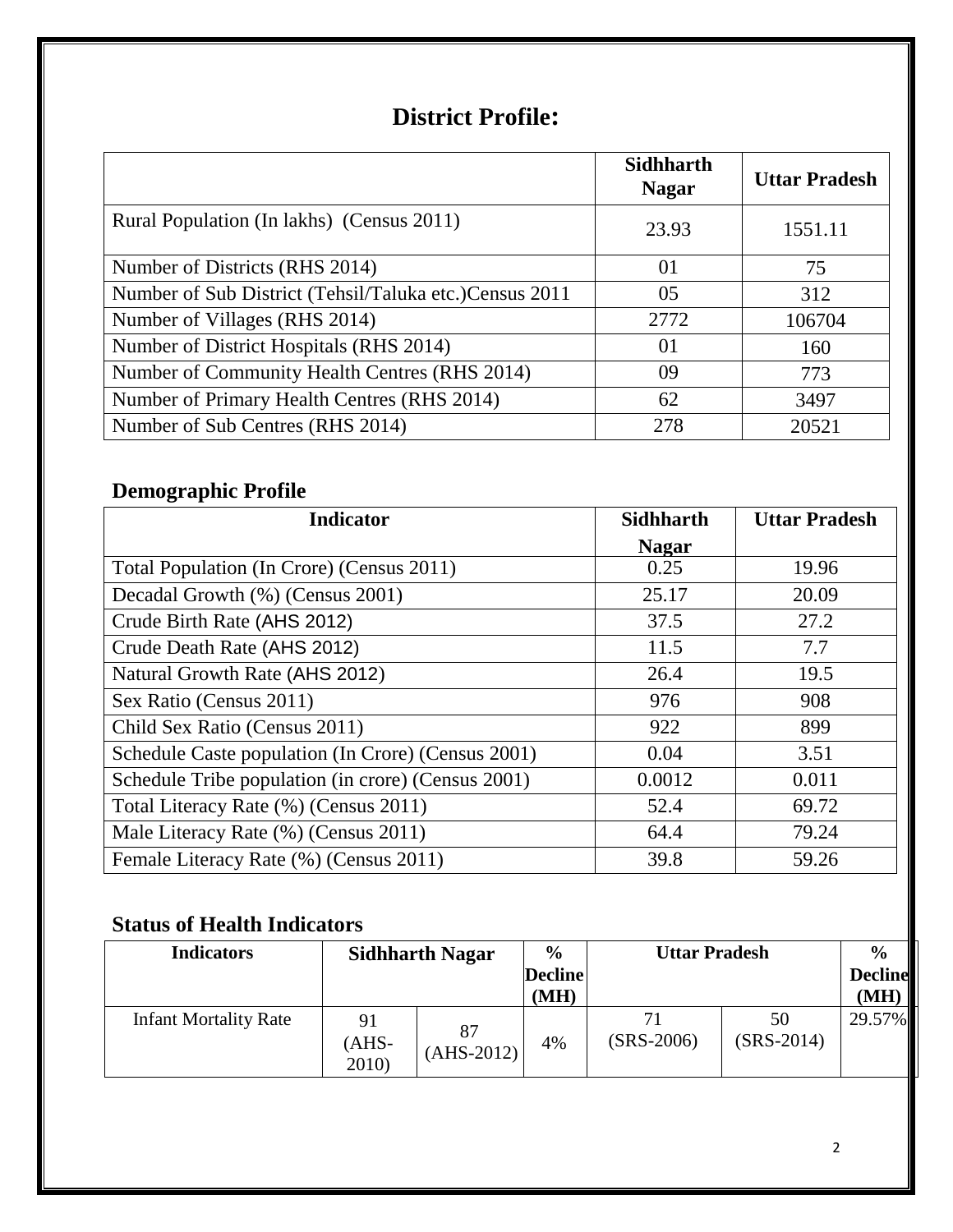# District Profile:

| | Sidhharth Nagar | Uttar Pradesh |
|---|---|---|
| Rural Population (In lakhs) (Census 2011) | 23.93 | 1551.11 |
| Number of Districts (RHS 2014) | 01 | 75 |
| Number of Sub District (Tehsil/Taluka etc.)Census 2011 | 05 | 312 |
| Number of Villages (RHS 2014) | 2772 | 106704 |
| Number of District Hospitals (RHS 2014) | 01 | 160 |
| Number of Community Health Centres (RHS 2014) | 09 | 773 |
| Number of Primary Health Centres (RHS 2014) | 62 | 3497 |
| Number of Sub Centres (RHS 2014) | 278 | 20521 |

## Demographic Profile

| Indicator | Sidhharth Nagar | Uttar Pradesh |
|---|---|---|
| Total Population (In Crore) (Census 2011) | 0.25 | 19.96 |
| Decadal Growth (%) (Census 2001) | 25.17 | 20.09 |
| Crude Birth Rate (AHS 2012) | 37.5 | 27.2 |
| Crude Death Rate (AHS 2012) | 11.5 | 7.7 |
| Natural Growth Rate (AHS 2012) | 26.4 | 19.5 |
| Sex Ratio (Census 2011) | 976 | 908 |
| Child Sex Ratio (Census 2011) | 922 | 899 |
| Schedule Caste population (In Crore) (Census 2001) | 0.04 | 3.51 |
| Schedule Tribe population (in crore) (Census 2001) | 0.0012 | 0.011 |
| Total Literacy Rate (%) (Census 2011) | 52.4 | 69.72 |
| Male Literacy Rate (%) (Census 2011) | 64.4 | 79.24 |
| Female Literacy Rate (%) (Census 2011) | 39.8 | 59.26 |

## Status of Health Indicators

| Indicators | Sidhharth Nagar | | % Decline (MH) | Uttar Pradesh | | % Decline (MH) |
|---|---|---|---|---|---|---|
| Infant Mortality Rate | 91 (AHS-2010) | 87 (AHS-2012) | 4% | 71 (SRS-2006) | 50 (SRS-2014) | 29.57% |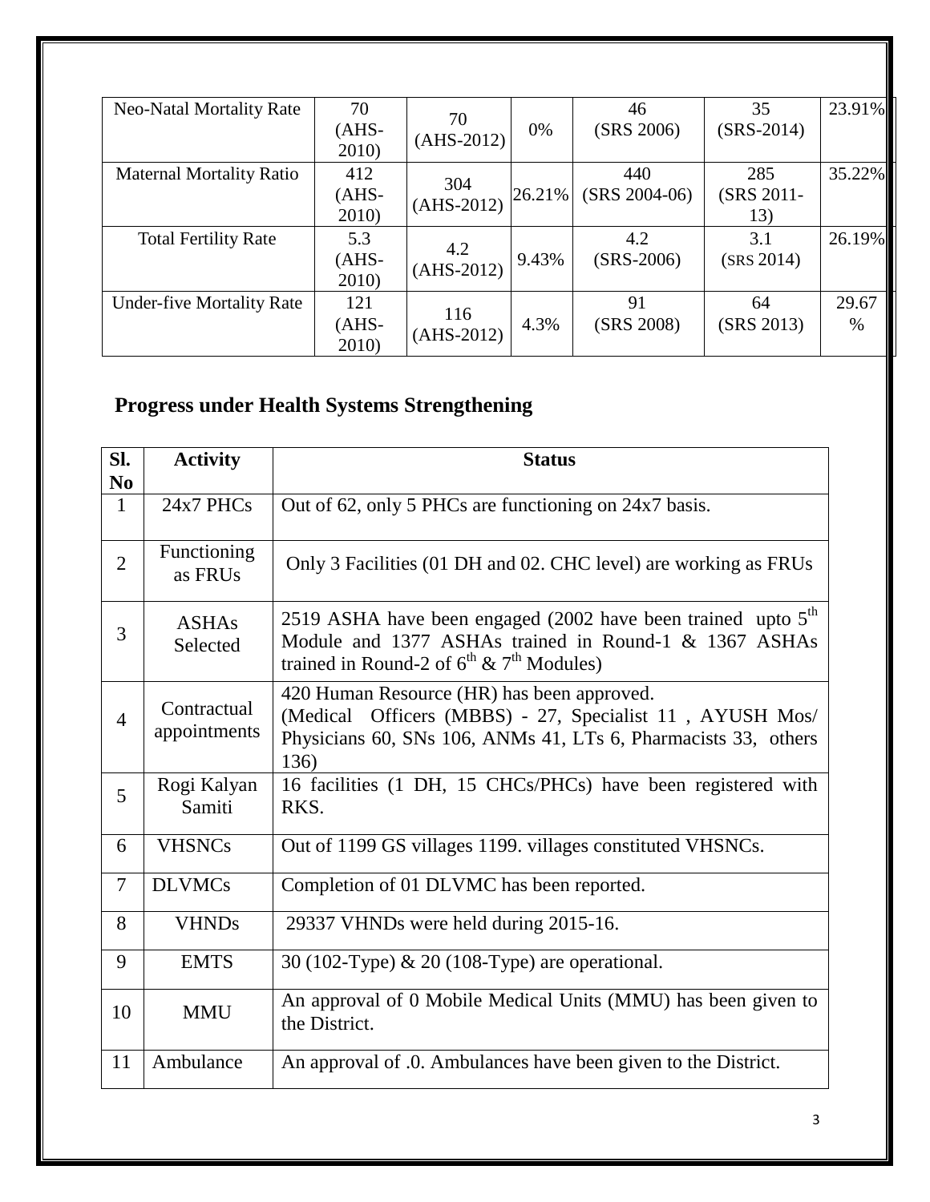| Neo-Natal Mortality Rate | 70 (AHS-2010) | 70 (AHS-2012) | 0% | 46 (SRS 2006) | 35 (SRS-2014) | 23.91% |
|---|---|---|---|---|---|---|
| Maternal Mortality Ratio | 412 (AHS-2010) | 304 (AHS-2012) | 26.21% | 440 (SRS 2004-06) | 285 (SRS 2011-13) | 35.22% |
| Total Fertility Rate | 5.3 (AHS-2010) | 4.2 (AHS-2012) | 9.43% | 4.2 (SRS-2006) | 3.1 (SRS 2014) | 26.19% |
| Under-five Mortality Rate | 121 (AHS-2010) | 116 (AHS-2012) | 4.3% | 91 (SRS 2008) | 64 (SRS 2013) | 29.67 % |

## Progress under Health Systems Strengthening

| Sl. No | Activity | Status |
|---|---|---|
| 1 | 24x7 PHCs | Out of 62, only 5 PHCs are functioning on 24x7 basis. |
| 2 | Functioning as FRUs | Only 3 Facilities (01 DH and 02. CHC level) are working as FRUs |
| 3 | ASHAs Selected | 2519 ASHA have been engaged (2002 have been trained upto 5th Module and 1377 ASHAs trained in Round-1 & 1367 ASHAs trained in Round-2 of 6th & 7th Modules) |
| 4 | Contractual appointments | 420 Human Resource (HR) has been approved. (Medical Officers (MBBS) - 27, Specialist 11 , AYUSH Mos/ Physicians 60, SNs 106, ANMs 41, LTs 6, Pharmacists 33, others 136) |
| 5 | Rogi Kalyan Samiti | 16 facilities (1 DH, 15 CHCs/PHCs) have been registered with RKS. |
| 6 | VHSNCs | Out of 1199 GS villages 1199. villages constituted VHSNCs. |
| 7 | DLVMCs | Completion of 01 DLVMC has been reported. |
| 8 | VHNDs | 29337 VHNDs were held during 2015-16. |
| 9 | EMTS | 30 (102-Type) & 20 (108-Type) are operational. |
| 10 | MMU | An approval of 0 Mobile Medical Units (MMU) has been given to the District. |
| 11 | Ambulance | An approval of .0. Ambulances have been given to the District. |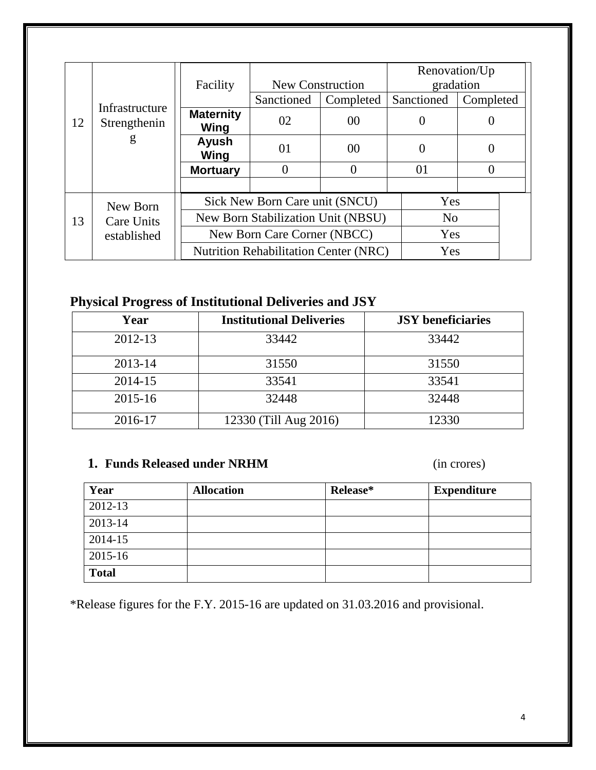| | | Facility | New Construction | | Renovation/Up gradation | |
|---|---|---|---|---|---|---|
| | | | Sanctioned | Completed | Sanctioned | Completed |
| 12 | Infrastructure Strengthening | **Maternity Wing** | 02 | 00 | 0 | 0 |
| | | **Ayush Wing** | 01 | 00 | 0 | 0 |
| | | **Mortuary** | 0 | 0 | 01 | 0 |
| | | | | | | |

| | | | |
|---|---|---|---|
| 13 | New Born Care Units established | Sick New Born Care unit (SNCU) | Yes |
| | | New Born Stabilization Unit (NBSU) | No |
| | | New Born Care Corner (NBCC) | Yes |
| | | Nutrition Rehabilitation Center (NRC) | Yes |

## Physical Progress of Institutional Deliveries and JSY

| Year | Institutional Deliveries | JSY beneficiaries |
|---|---|---|
| 2012-13 | 33442 | 33442 |
| 2013-14 | 31550 | 31550 |
| 2014-15 | 33541 | 33541 |
| 2015-16 | 32448 | 32448 |
| 2016-17 | 12330 (Till Aug 2016) | 12330 |

## 1. Funds Released under NRHM (in crores)

| Year | Allocation | Release* | Expenditure |
|---|---|---|---|
| 2012-13 | | | |
| 2013-14 | | | |
| 2014-15 | | | |
| 2015-16 | | | |
| **Total** | | | |

*Release figures for the F.Y. 2015-16 are updated on 31.03.2016 and provisional.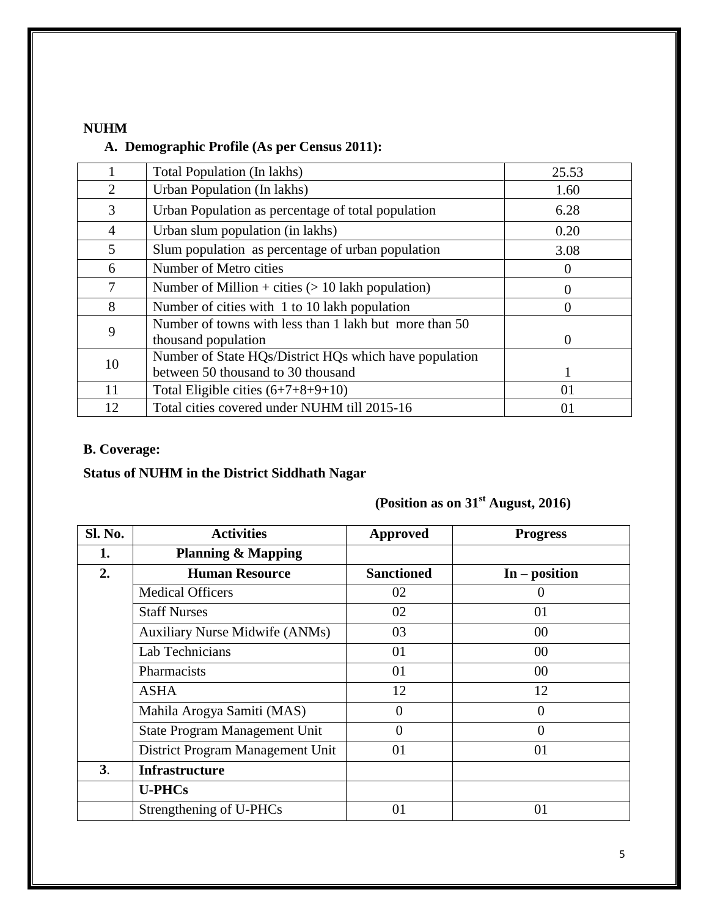**NUHM**

### A. Demographic Profile (As per Census 2011):

| | | |
|---|---|---|
| 1 | Total Population (In lakhs) | 25.53 |
| 2 | Urban Population (In lakhs) | 1.60 |
| 3 | Urban Population as percentage of total population | 6.28 |
| 4 | Urban slum population (in lakhs) | 0.20 |
| 5 | Slum population as percentage of urban population | 3.08 |
| 6 | Number of Metro cities | 0 |
| 7 | Number of Million + cities (> 10 lakh population) | 0 |
| 8 | Number of cities with 1 to 10 lakh population | 0 |
| 9 | Number of towns with less than 1 lakh but more than 50 thousand population | 0 |
| 10 | Number of State HQs/District HQs which have population between 50 thousand to 30 thousand | 1 |
| 11 | Total Eligible cities (6+7+8+9+10) | 01 |
| 12 | Total cities covered under NUHM till 2015-16 | 01 |

### B. Coverage:

**Status of NUHM in the District Siddhath Nagar**

**(Position as on 31st August, 2016)**

| Sl. No. | Activities | Approved | Progress |
|---|---|---|---|
| **1.** | **Planning & Mapping** | | |
| **2.** | **Human Resource** | **Sanctioned** | **In – position** |
| | Medical Officers | 02 | 0 |
| | Staff Nurses | 02 | 01 |
| | Auxiliary Nurse Midwife (ANMs) | 03 | 00 |
| | Lab Technicians | 01 | 00 |
| | Pharmacists | 01 | 00 |
| | ASHA | 12 | 12 |
| | Mahila Arogya Samiti (MAS) | 0 | 0 |
| | State Program Management Unit | 0 | 0 |
| | District Program Management Unit | 01 | 01 |
| **3**. | **Infrastructure** | | |
| | **U-PHCs** | | |
| | Strengthening of U-PHCs | 01 | 01 |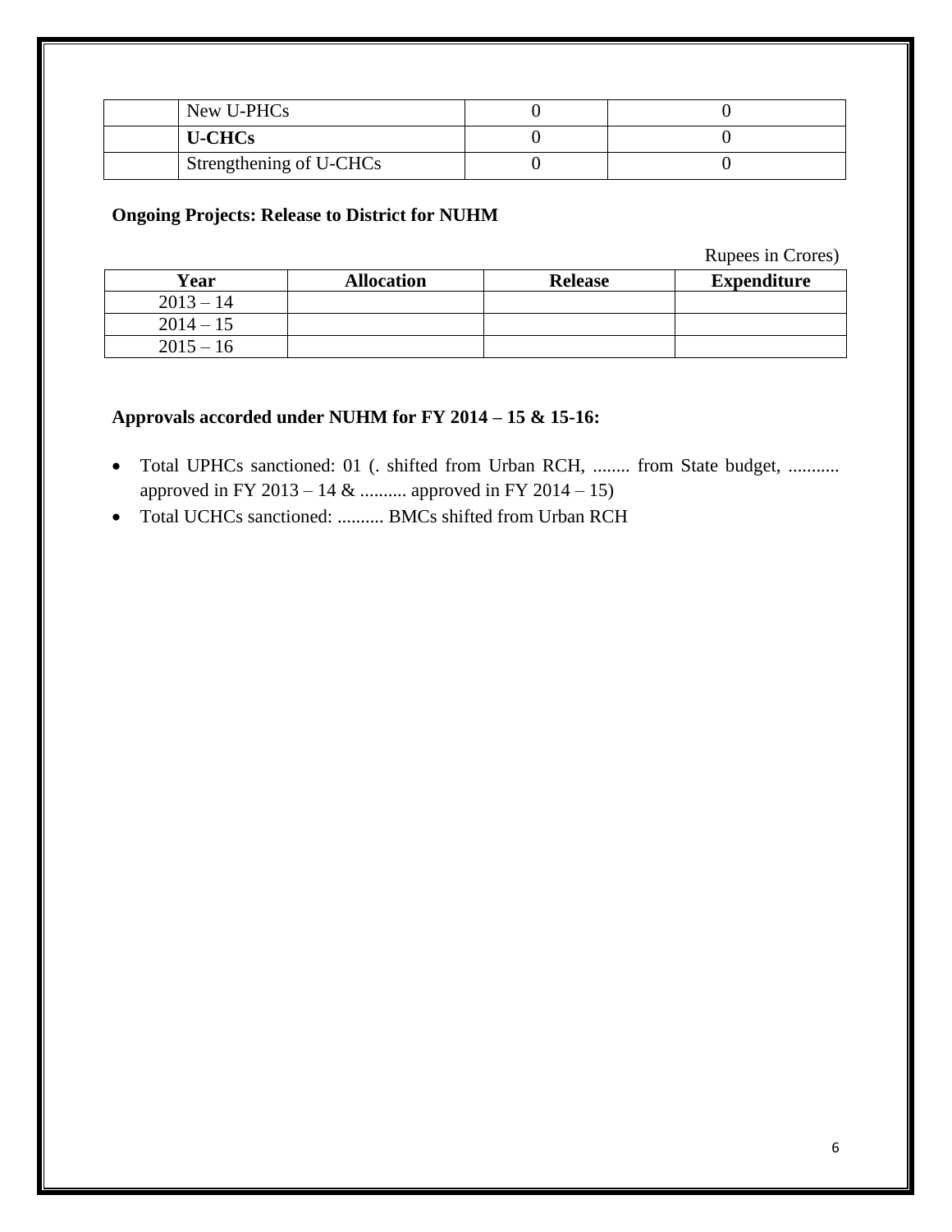| | | | |
|---|---|---|---|
| | New U-PHCs | 0 | 0 |
| | **U-CHCs** | 0 | 0 |
| | Strengthening of U-CHCs | 0 | 0 |

**Ongoing Projects: Release to District for NUHM**

Rupees in Crores)

| Year | Allocation | Release | Expenditure |
|---|---|---|---|
| 2013 – 14 | | | |
| 2014 – 15 | | | |
| 2015 – 16 | | | |

**Approvals accorded under NUHM for FY 2014 – 15 & 15-16:**

- Total UPHCs sanctioned: 01 (. shifted from Urban RCH, ........ from State budget, ........... approved in FY 2013 – 14 & .......... approved in FY 2014 – 15)
- Total UCHCs sanctioned: .......... BMCs shifted from Urban RCH